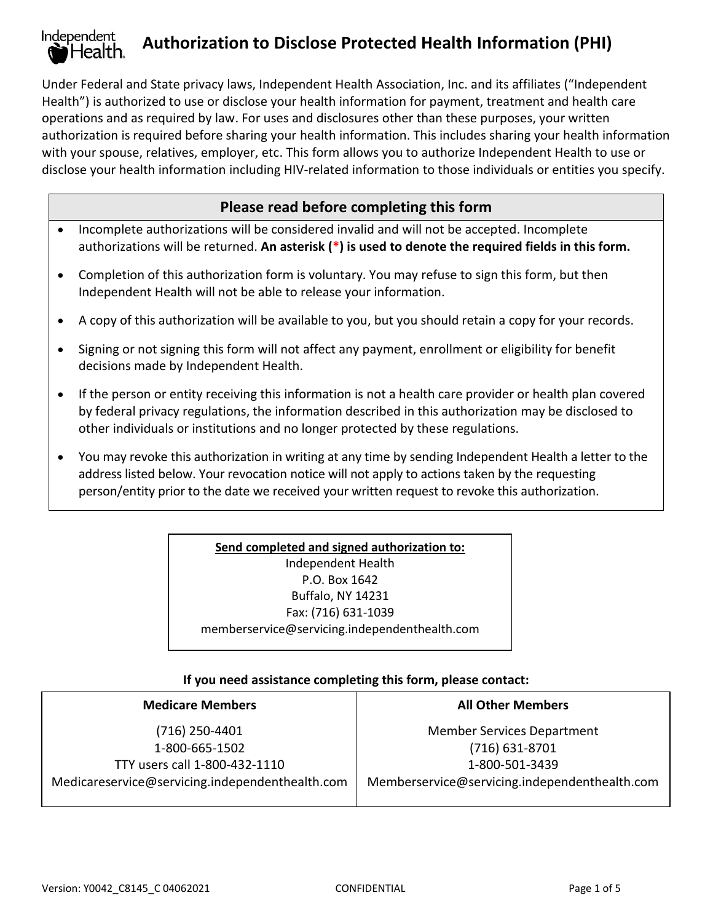# Authorization to Disclose Protected Health Information (PHI)

Under Federal and State privacy laws, Independent Health Association, Inc. and its affiliates ("Independent Health") is authorized to use or disclose your health information for payment, treatment and health care operations and as required by law. For uses and disclosures other than these purposes, your written authorization is required before sharing your health information. This includes sharing your health information with your spouse, relatives, employer, etc. This form allows you to authorize Independent Health to use or disclose your health information including HIV-related information to those individuals or entities you specify.

## Please read before completing this form

- Incomplete authorizations will be considered invalid and will not be accepted. Incomplete authorizations will be returned. **An asterisk (*) is used to denote the required fields in this form.**
- Completion of this authorization form is voluntary. You may refuse to sign this form, but then Independent Health will not be able to release your information.
- A copy of this authorization will be available to you, but you should retain a copy for your records.
- Signing or not signing this form will not affect any payment, enrollment or eligibility for benefit decisions made by Independent Health.
- If the person or entity receiving this information is not a health care provider or health plan covered by federal privacy regulations, the information described in this authorization may be disclosed to other individuals or institutions and no longer protected by these regulations.
- You may revoke this authorization in writing at any time by sending Independent Health a letter to the address listed below. Your revocation notice will not apply to actions taken by the requesting person/entity prior to the date we received your written request to revoke this authorization.

**Send completed and signed authorization to:**

Independent Health
P.O. Box 1642
Buffalo, NY 14231
Fax: (716) 631-1039
memberservice@servicing.independenthealth.com

**If you need assistance completing this form, please contact:**

| Medicare Members | All Other Members |
|---|---|
| (716) 250-4401<br>1-800-665-1502<br>TTY users call 1-800-432-1110<br>Medicareservice@servicing.independenthealth.com | Member Services Department<br>(716) 631-8701<br>1-800-501-3439<br>Memberservice@servicing.independenthealth.com |

Version: Y0042_C8145_C 04062021 CONFIDENTIAL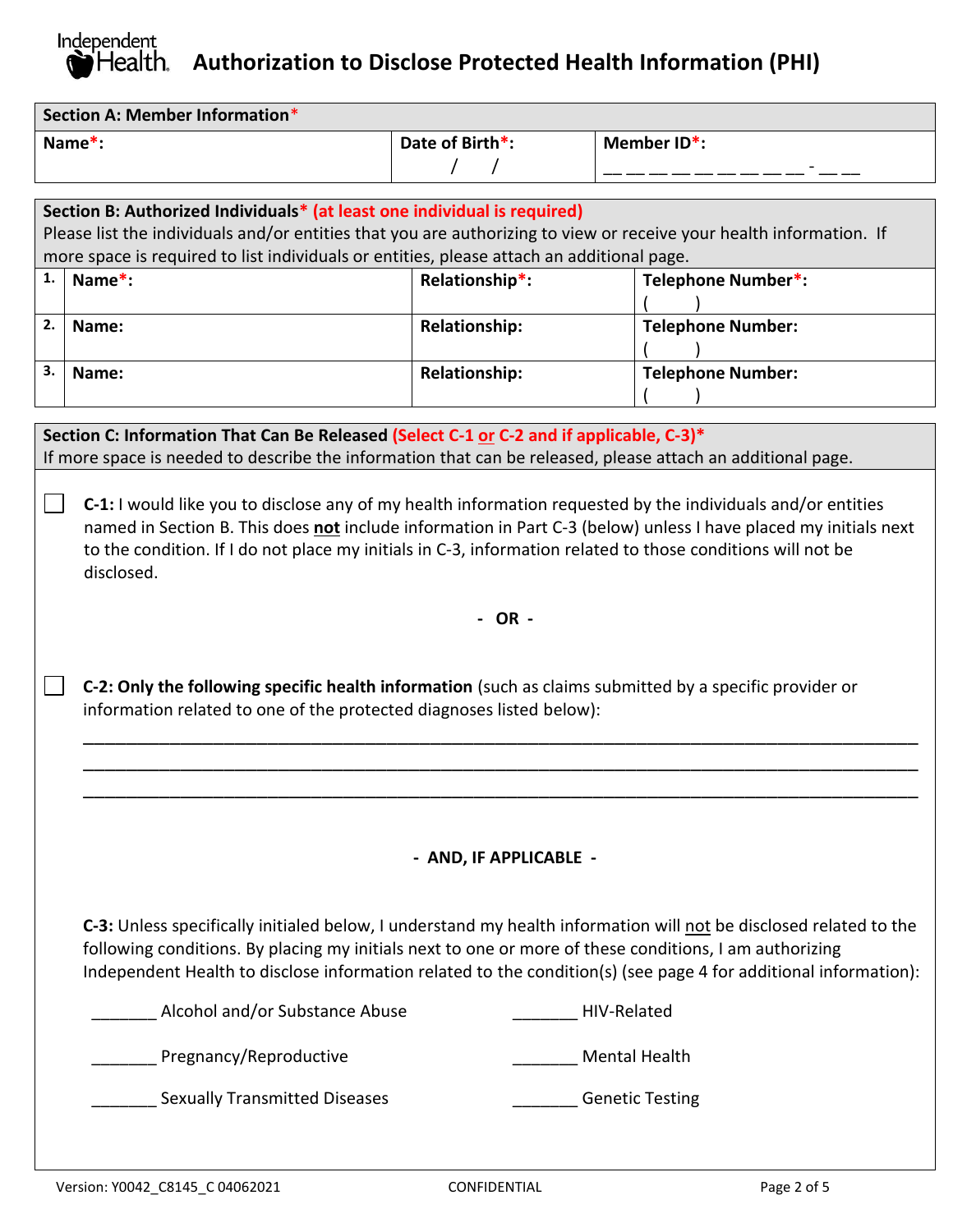# Authorization to Disclose Protected Health Information (PHI)

| Section A: Member Information* | | |
|---|---|---|
| Name*: | Date of Birth*: / / | Member ID*: __ __ __ __ __ __ __ __ __ - __ __ |

**Section B: Authorized Individuals* (at least one individual is required)**
Please list the individuals and/or entities that you are authorizing to view or receive your health information. If more space is required to list individuals or entities, please attach an additional page.

| | Name | Relationship | Telephone Number |
|---|---|---|---|
| 1. | Name*: | Relationship*: | Telephone Number*: ( ) |
| 2. | Name: | Relationship: | Telephone Number: ( ) |
| 3. | Name: | Relationship: | Telephone Number: ( ) |

**Section C: Information That Can Be Released (Select C-1 or C-2 and if applicable, C-3)***
If more space is needed to describe the information that can be released, please attach an additional page.

☐ **C-1:** I would like you to disclose any of my health information requested by the individuals and/or entities named in Section B. This does **not** include information in Part C-3 (below) unless I have placed my initials next to the condition. If I do not place my initials in C-3, information related to those conditions will not be disclosed.

**- OR -**

☐ **C-2: Only the following specific health information** (such as claims submitted by a specific provider or information related to one of the protected diagnoses listed below):

_______________________________________________________________________________

_______________________________________________________________________________

_______________________________________________________________________________

**- AND, IF APPLICABLE -**

**C-3:** Unless specifically initialed below, I understand my health information will not be disclosed related to the following conditions. By placing my initials next to one or more of these conditions, I am authorizing Independent Health to disclose information related to the condition(s) (see page 4 for additional information):

_______ Alcohol and/or Substance Abuse

_______ HIV-Related

_______ Pregnancy/Reproductive

_______ Mental Health

_______ Sexually Transmitted Diseases

_______ Genetic Testing

Version: Y0042_C8145_C 04062021 CONFIDENTIAL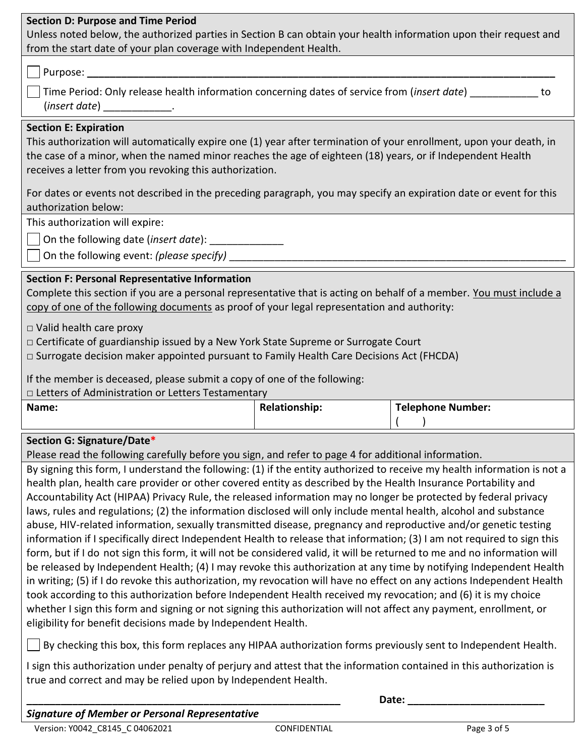**Section D: Purpose and Time Period**

Unless noted below, the authorized parties in Section B can obtain your health information upon their request and from the start date of your plan coverage with Independent Health.

☐ Purpose: ______________________________________________________________________________

☐ Time Period: Only release health information concerning dates of service from (*insert date*) ____________ to (*insert date*) ____________.

**Section E: Expiration**

This authorization will automatically expire one (1) year after termination of your enrollment, upon your death, in the case of a minor, when the named minor reaches the age of eighteen (18) years, or if Independent Health receives a letter from you revoking this authorization.

For dates or events not described in the preceding paragraph, you may specify an expiration date or event for this authorization below:

This authorization will expire:

☐ On the following date (*insert date*): _____________

☐ On the following event: *(please specify)* ______________________________________________________________

**Section F: Personal Representative Information**

Complete this section if you are a personal representative that is acting on behalf of a member. <u>You must include a copy of one of the following documents</u> as proof of your legal representation and authority:

□ Valid health care proxy

□ Certificate of guardianship issued by a New York State Supreme or Surrogate Court

□ Surrogate decision maker appointed pursuant to Family Health Care Decisions Act (FHCDA)

If the member is deceased, please submit a copy of one of the following:

□ Letters of Administration or Letters Testamentary

| Name: | Relationship: | Telephone Number: |
|---|---|---|
| | | (    ) |

**Section G: Signature/Date***

Please read the following carefully before you sign, and refer to page 4 for additional information.

By signing this form, I understand the following: (1) if the entity authorized to receive my health information is not a health plan, health care provider or other covered entity as described by the Health Insurance Portability and Accountability Act (HIPAA) Privacy Rule, the released information may no longer be protected by federal privacy laws, rules and regulations; (2) the information disclosed will only include mental health, alcohol and substance abuse, HIV-related information, sexually transmitted disease, pregnancy and reproductive and/or genetic testing information if I specifically direct Independent Health to release that information; (3) I am not required to sign this form, but if I do not sign this form, it will not be considered valid, it will be returned to me and no information will be released by Independent Health; (4) I may revoke this authorization at any time by notifying Independent Health in writing; (5) if I do revoke this authorization, my revocation will have no effect on any actions Independent Health took according to this authorization before Independent Health received my revocation; and (6) it is my choice whether I sign this form and signing or not signing this authorization will not affect any payment, enrollment, or eligibility for benefit decisions made by Independent Health.

☐ By checking this box, this form replaces any HIPAA authorization forms previously sent to Independent Health.

I sign this authorization under penalty of perjury and attest that the information contained in this authorization is true and correct and may be relied upon by Independent Health.

__________________________________________________________ **Date:** _________________________

***Signature of Member or Personal Representative***

Version: Y0042_C8145_C 04062021 CONFIDENTIAL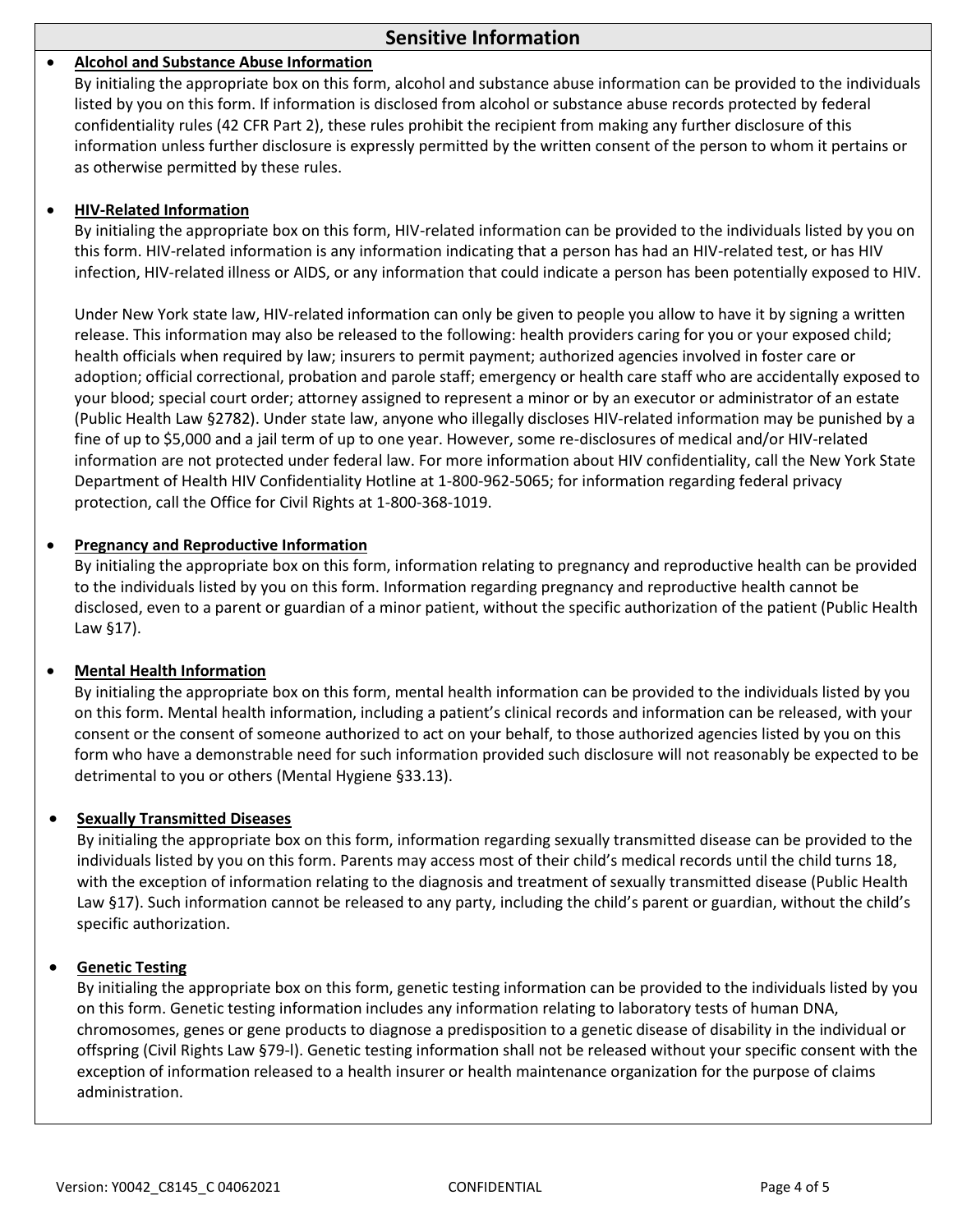## Sensitive Information

- **Alcohol and Substance Abuse Information**

  By initialing the appropriate box on this form, alcohol and substance abuse information can be provided to the individuals listed by you on this form. If information is disclosed from alcohol or substance abuse records protected by federal confidentiality rules (42 CFR Part 2), these rules prohibit the recipient from making any further disclosure of this information unless further disclosure is expressly permitted by the written consent of the person to whom it pertains or as otherwise permitted by these rules.

- **HIV-Related Information**

  By initialing the appropriate box on this form, HIV-related information can be provided to the individuals listed by you on this form. HIV-related information is any information indicating that a person has had an HIV-related test, or has HIV infection, HIV-related illness or AIDS, or any information that could indicate a person has been potentially exposed to HIV.

  Under New York state law, HIV-related information can only be given to people you allow to have it by signing a written release. This information may also be released to the following: health providers caring for you or your exposed child; health officials when required by law; insurers to permit payment; authorized agencies involved in foster care or adoption; official correctional, probation and parole staff; emergency or health care staff who are accidentally exposed to your blood; special court order; attorney assigned to represent a minor or by an executor or administrator of an estate (Public Health Law §2782). Under state law, anyone who illegally discloses HIV-related information may be punished by a fine of up to $5,000 and a jail term of up to one year. However, some re-disclosures of medical and/or HIV-related information are not protected under federal law. For more information about HIV confidentiality, call the New York State Department of Health HIV Confidentiality Hotline at 1-800-962-5065; for information regarding federal privacy protection, call the Office for Civil Rights at 1-800-368-1019.

- **Pregnancy and Reproductive Information**

  By initialing the appropriate box on this form, information relating to pregnancy and reproductive health can be provided to the individuals listed by you on this form. Information regarding pregnancy and reproductive health cannot be disclosed, even to a parent or guardian of a minor patient, without the specific authorization of the patient (Public Health Law §17).

- **Mental Health Information**

  By initialing the appropriate box on this form, mental health information can be provided to the individuals listed by you on this form. Mental health information, including a patient's clinical records and information can be released, with your consent or the consent of someone authorized to act on your behalf, to those authorized agencies listed by you on this form who have a demonstrable need for such information provided such disclosure will not reasonably be expected to be detrimental to you or others (Mental Hygiene §33.13).

- **Sexually Transmitted Diseases**

  By initialing the appropriate box on this form, information regarding sexually transmitted disease can be provided to the individuals listed by you on this form. Parents may access most of their child's medical records until the child turns 18, with the exception of information relating to the diagnosis and treatment of sexually transmitted disease (Public Health Law §17). Such information cannot be released to any party, including the child's parent or guardian, without the child's specific authorization.

- **Genetic Testing**

  By initialing the appropriate box on this form, genetic testing information can be provided to the individuals listed by you on this form. Genetic testing information includes any information relating to laboratory tests of human DNA, chromosomes, genes or gene products to diagnose a predisposition to a genetic disease of disability in the individual or offspring (Civil Rights Law §79-l). Genetic testing information shall not be released without your specific consent with the exception of information released to a health insurer or health maintenance organization for the purpose of claims administration.

Version: Y0042_C8145_C 04062021 CONFIDENTIAL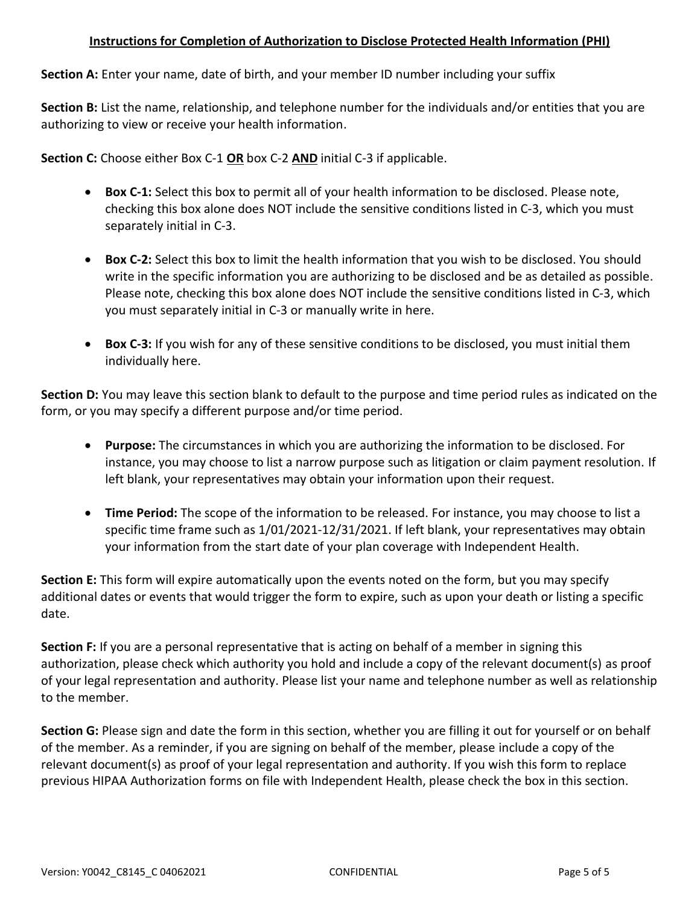## Instructions for Completion of Authorization to Disclose Protected Health Information (PHI)

**Section A:** Enter your name, date of birth, and your member ID number including your suffix

**Section B:** List the name, relationship, and telephone number for the individuals and/or entities that you are authorizing to view or receive your health information.

**Section C:** Choose either Box C-1 **OR** box C-2 **AND** initial C-3 if applicable.

- **Box C-1:** Select this box to permit all of your health information to be disclosed. Please note, checking this box alone does NOT include the sensitive conditions listed in C-3, which you must separately initial in C-3.
- **Box C-2:** Select this box to limit the health information that you wish to be disclosed. You should write in the specific information you are authorizing to be disclosed and be as detailed as possible. Please note, checking this box alone does NOT include the sensitive conditions listed in C-3, which you must separately initial in C-3 or manually write in here.
- **Box C-3:** If you wish for any of these sensitive conditions to be disclosed, you must initial them individually here.

**Section D:** You may leave this section blank to default to the purpose and time period rules as indicated on the form, or you may specify a different purpose and/or time period.

- **Purpose:** The circumstances in which you are authorizing the information to be disclosed. For instance, you may choose to list a narrow purpose such as litigation or claim payment resolution. If left blank, your representatives may obtain your information upon their request.
- **Time Period:** The scope of the information to be released. For instance, you may choose to list a specific time frame such as 1/01/2021-12/31/2021. If left blank, your representatives may obtain your information from the start date of your plan coverage with Independent Health.

**Section E:** This form will expire automatically upon the events noted on the form, but you may specify additional dates or events that would trigger the form to expire, such as upon your death or listing a specific date.

**Section F:** If you are a personal representative that is acting on behalf of a member in signing this authorization, please check which authority you hold and include a copy of the relevant document(s) as proof of your legal representation and authority. Please list your name and telephone number as well as relationship to the member.

**Section G:** Please sign and date the form in this section, whether you are filling it out for yourself or on behalf of the member. As a reminder, if you are signing on behalf of the member, please include a copy of the relevant document(s) as proof of your legal representation and authority. If you wish this form to replace previous HIPAA Authorization forms on file with Independent Health, please check the box in this section.

Version: Y0042_C8145_C 04062021 CONFIDENTIAL